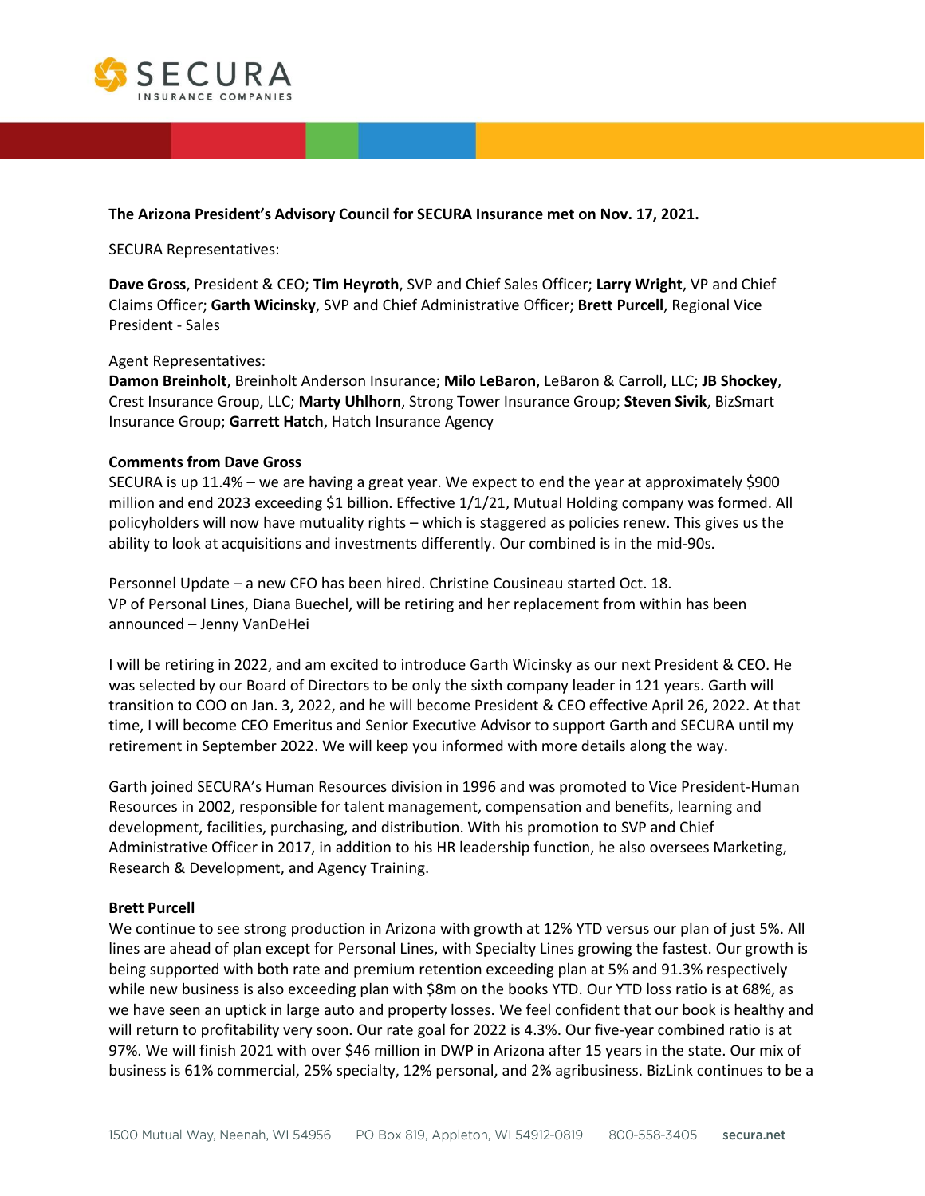**The Arizona President's Advisory Council for SECURA Insurance met on Nov. 17, 2021.**

SECURA Representatives:

**Dave Gross**, President & CEO; **Tim Heyroth**, SVP and Chief Sales Officer; **Larry Wright**, VP and Chief Claims Officer; **Garth Wicinsky**, SVP and Chief Administrative Officer; **Brett Purcell**, Regional Vice President - Sales

Agent Representatives:
**Damon Breinholt**, Breinholt Anderson Insurance; **Milo LeBaron**, LeBaron & Carroll, LLC; **JB Shockey**, Crest Insurance Group, LLC; **Marty Uhlhorn**, Strong Tower Insurance Group; **Steven Sivik**, BizSmart Insurance Group; **Garrett Hatch**, Hatch Insurance Agency

**Comments from Dave Gross**
SECURA is up 11.4% – we are having a great year. We expect to end the year at approximately $900 million and end 2023 exceeding $1 billion. Effective 1/1/21, Mutual Holding company was formed. All policyholders will now have mutuality rights – which is staggered as policies renew. This gives us the ability to look at acquisitions and investments differently. Our combined is in the mid-90s.

Personnel Update – a new CFO has been hired. Christine Cousineau started Oct. 18.
VP of Personal Lines, Diana Buechel, will be retiring and her replacement from within has been announced – Jenny VanDeHei

I will be retiring in 2022, and am excited to introduce Garth Wicinsky as our next President & CEO. He was selected by our Board of Directors to be only the sixth company leader in 121 years. Garth will transition to COO on Jan. 3, 2022, and he will become President & CEO effective April 26, 2022. At that time, I will become CEO Emeritus and Senior Executive Advisor to support Garth and SECURA until my retirement in September 2022. We will keep you informed with more details along the way.

Garth joined SECURA's Human Resources division in 1996 and was promoted to Vice President-Human Resources in 2002, responsible for talent management, compensation and benefits, learning and development, facilities, purchasing, and distribution. With his promotion to SVP and Chief Administrative Officer in 2017, in addition to his HR leadership function, he also oversees Marketing, Research & Development, and Agency Training.

**Brett Purcell**
We continue to see strong production in Arizona with growth at 12% YTD versus our plan of just 5%. All lines are ahead of plan except for Personal Lines, with Specialty Lines growing the fastest. Our growth is being supported with both rate and premium retention exceeding plan at 5% and 91.3% respectively while new business is also exceeding plan with $8m on the books YTD. Our YTD loss ratio is at 68%, as we have seen an uptick in large auto and property losses. We feel confident that our book is healthy and will return to profitability very soon. Our rate goal for 2022 is 4.3%. Our five-year combined ratio is at 97%. We will finish 2021 with over $46 million in DWP in Arizona after 15 years in the state. Our mix of business is 61% commercial, 25% specialty, 12% personal, and 2% agribusiness. BizLink continues to be a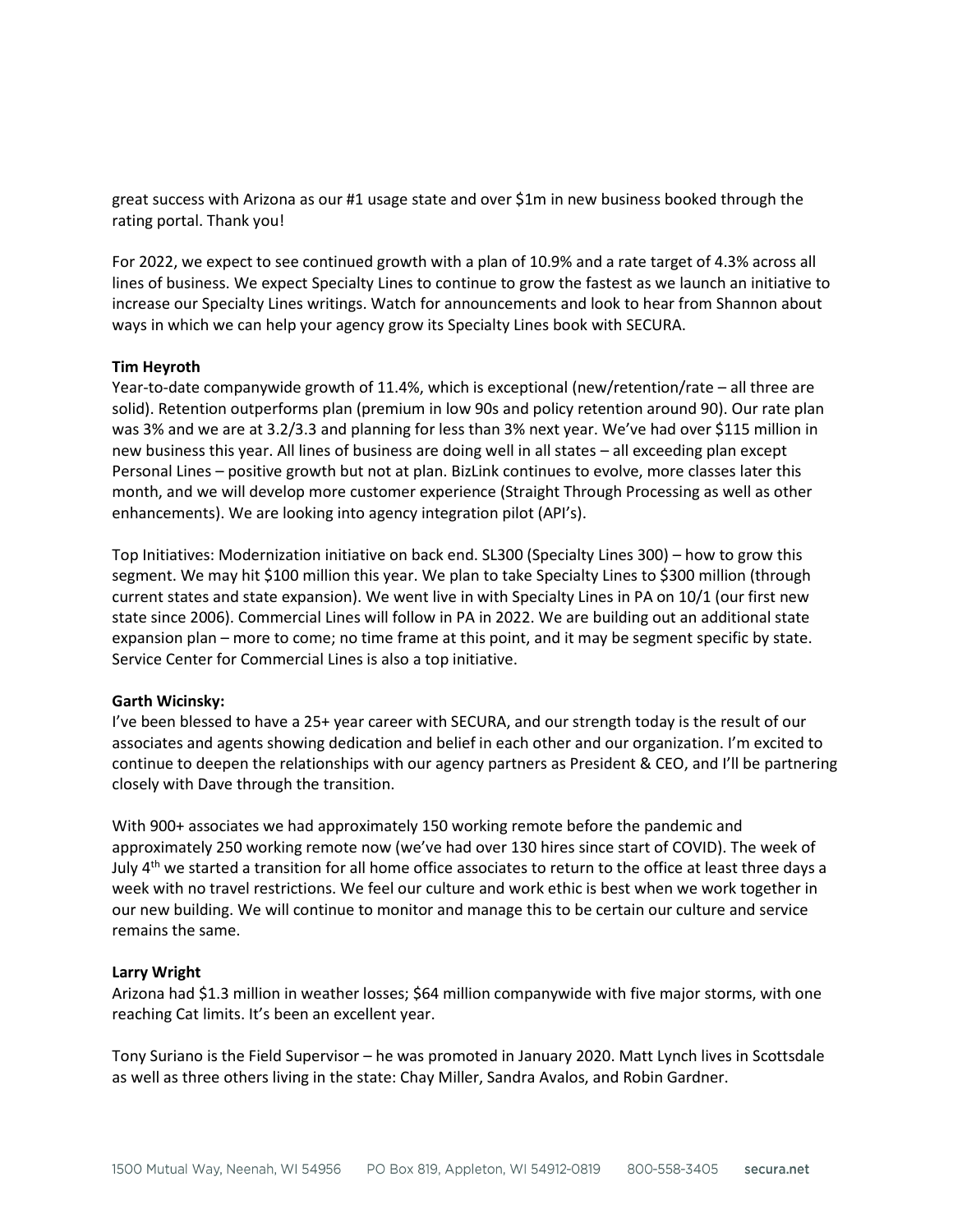great success with Arizona as our #1 usage state and over $1m in new business booked through the rating portal. Thank you!

For 2022, we expect to see continued growth with a plan of 10.9% and a rate target of 4.3% across all lines of business. We expect Specialty Lines to continue to grow the fastest as we launch an initiative to increase our Specialty Lines writings. Watch for announcements and look to hear from Shannon about ways in which we can help your agency grow its Specialty Lines book with SECURA.

**Tim Heyroth**

Year-to-date companywide growth of 11.4%, which is exceptional (new/retention/rate – all three are solid). Retention outperforms plan (premium in low 90s and policy retention around 90). Our rate plan was 3% and we are at 3.2/3.3 and planning for less than 3% next year. We've had over $115 million in new business this year. All lines of business are doing well in all states – all exceeding plan except Personal Lines – positive growth but not at plan. BizLink continues to evolve, more classes later this month, and we will develop more customer experience (Straight Through Processing as well as other enhancements). We are looking into agency integration pilot (API's).

Top Initiatives: Modernization initiative on back end. SL300 (Specialty Lines 300) – how to grow this segment. We may hit $100 million this year. We plan to take Specialty Lines to $300 million (through current states and state expansion). We went live in with Specialty Lines in PA on 10/1 (our first new state since 2006). Commercial Lines will follow in PA in 2022. We are building out an additional state expansion plan – more to come; no time frame at this point, and it may be segment specific by state. Service Center for Commercial Lines is also a top initiative.

**Garth Wicinsky:**

I've been blessed to have a 25+ year career with SECURA, and our strength today is the result of our associates and agents showing dedication and belief in each other and our organization. I'm excited to continue to deepen the relationships with our agency partners as President & CEO, and I'll be partnering closely with Dave through the transition.

With 900+ associates we had approximately 150 working remote before the pandemic and approximately 250 working remote now (we've had over 130 hires since start of COVID). The week of July 4th we started a transition for all home office associates to return to the office at least three days a week with no travel restrictions. We feel our culture and work ethic is best when we work together in our new building. We will continue to monitor and manage this to be certain our culture and service remains the same.

**Larry Wright**

Arizona had $1.3 million in weather losses; $64 million companywide with five major storms, with one reaching Cat limits. It's been an excellent year.

Tony Suriano is the Field Supervisor – he was promoted in January 2020. Matt Lynch lives in Scottsdale as well as three others living in the state: Chay Miller, Sandra Avalos, and Robin Gardner.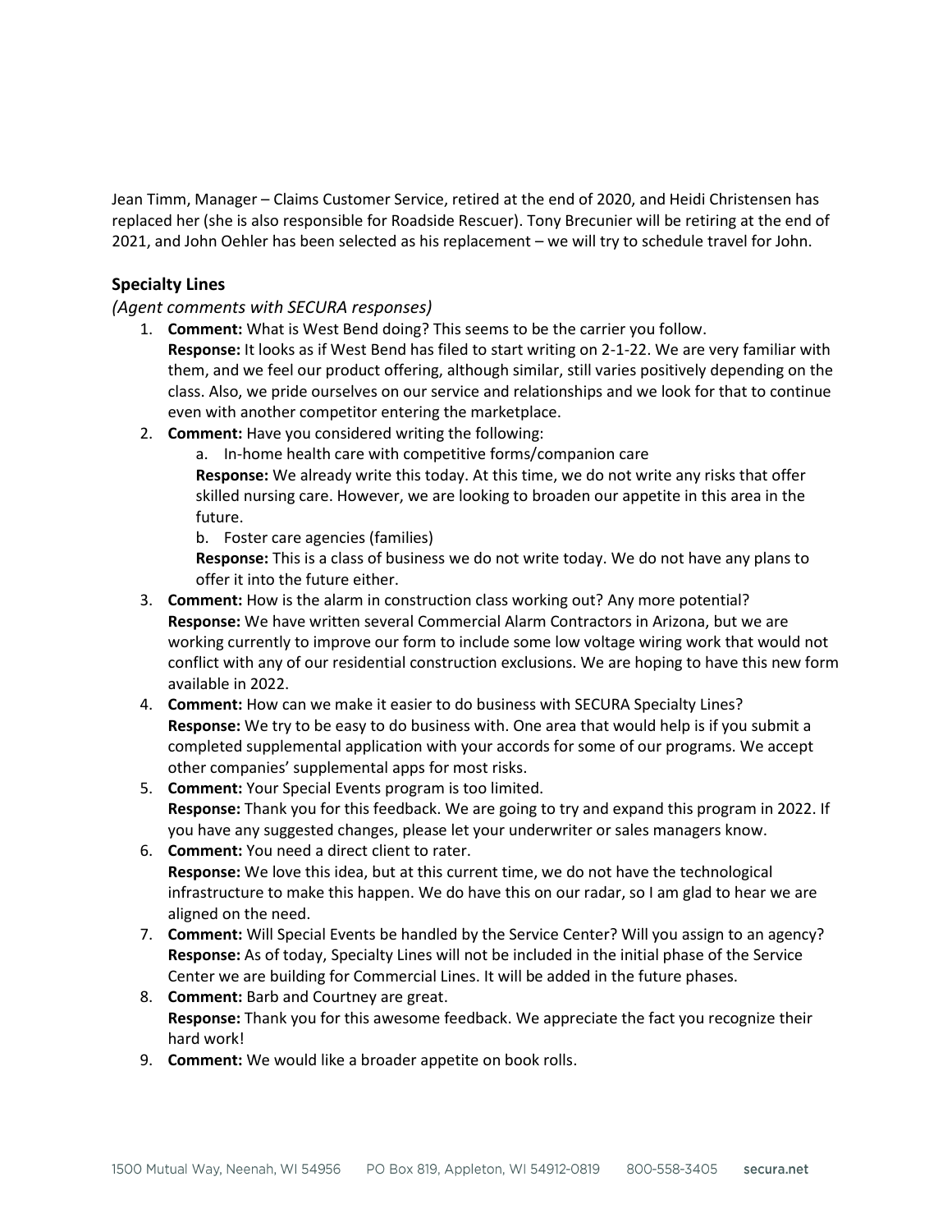Jean Timm, Manager – Claims Customer Service, retired at the end of 2020, and Heidi Christensen has replaced her (she is also responsible for Roadside Rescuer). Tony Brecunier will be retiring at the end of 2021, and John Oehler has been selected as his replacement – we will try to schedule travel for John.

## Specialty Lines

*(Agent comments with SECURA responses)*

1. **Comment:** What is West Bend doing? This seems to be the carrier you follow.
   **Response:** It looks as if West Bend has filed to start writing on 2-1-22. We are very familiar with them, and we feel our product offering, although similar, still varies positively depending on the class. Also, we pride ourselves on our service and relationships and we look for that to continue even with another competitor entering the marketplace.
2. **Comment:** Have you considered writing the following:
   a. In-home health care with competitive forms/companion care
   **Response:** We already write this today. At this time, we do not write any risks that offer skilled nursing care. However, we are looking to broaden our appetite in this area in the future.
   b. Foster care agencies (families)
   **Response:** This is a class of business we do not write today. We do not have any plans to offer it into the future either.
3. **Comment:** How is the alarm in construction class working out? Any more potential?
   **Response:** We have written several Commercial Alarm Contractors in Arizona, but we are working currently to improve our form to include some low voltage wiring work that would not conflict with any of our residential construction exclusions. We are hoping to have this new form available in 2022.
4. **Comment:** How can we make it easier to do business with SECURA Specialty Lines?
   **Response:** We try to be easy to do business with. One area that would help is if you submit a completed supplemental application with your accords for some of our programs. We accept other companies' supplemental apps for most risks.
5. **Comment:** Your Special Events program is too limited.
   **Response:** Thank you for this feedback. We are going to try and expand this program in 2022. If you have any suggested changes, please let your underwriter or sales managers know.
6. **Comment:** You need a direct client to rater.
   **Response:** We love this idea, but at this current time, we do not have the technological infrastructure to make this happen. We do have this on our radar, so I am glad to hear we are aligned on the need.
7. **Comment:** Will Special Events be handled by the Service Center? Will you assign to an agency?
   **Response:** As of today, Specialty Lines will not be included in the initial phase of the Service Center we are building for Commercial Lines. It will be added in the future phases.
8. **Comment:** Barb and Courtney are great.
   **Response:** Thank you for this awesome feedback. We appreciate the fact you recognize their hard work!
9. **Comment:** We would like a broader appetite on book rolls.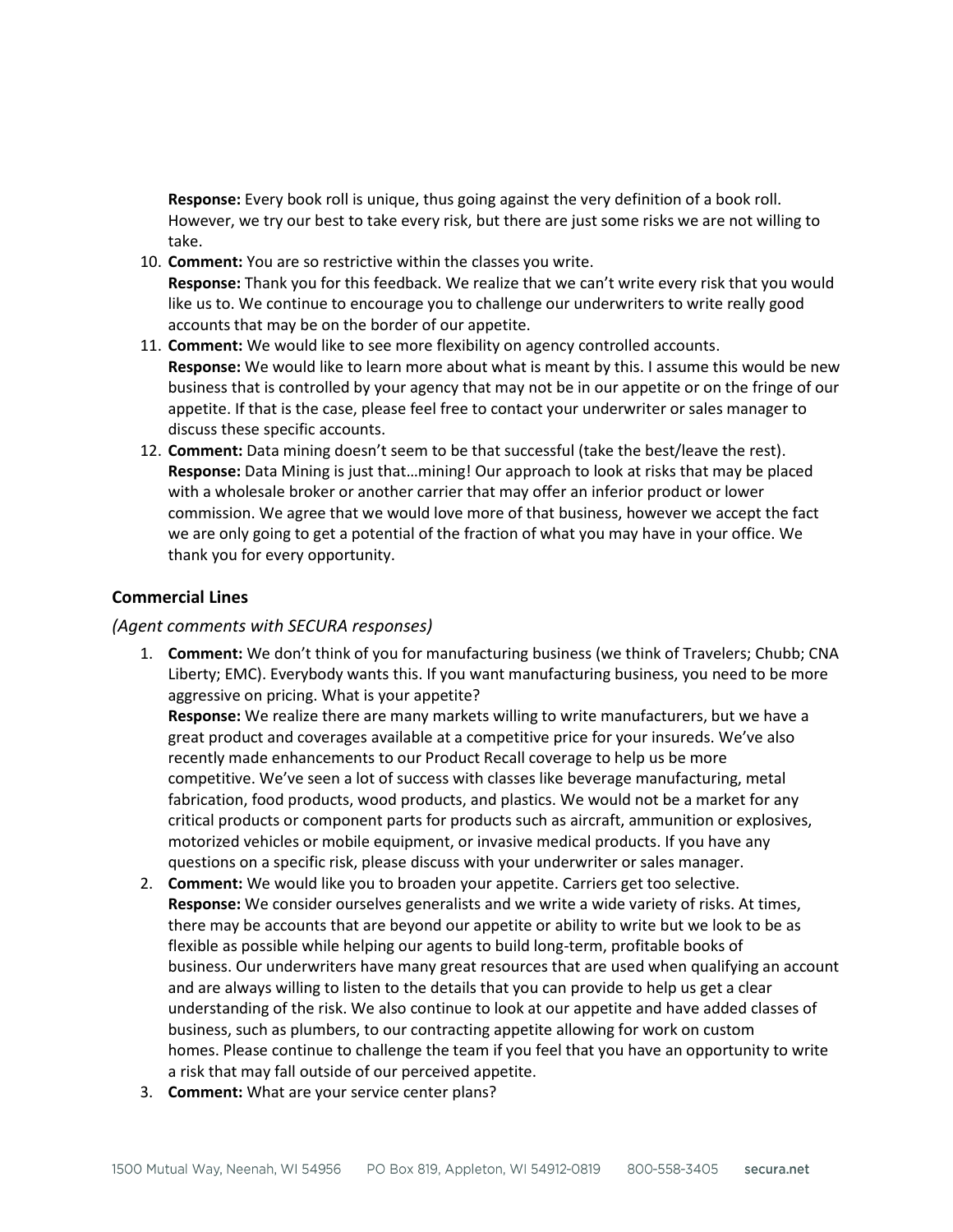**Response:** Every book roll is unique, thus going against the very definition of a book roll. However, we try our best to take every risk, but there are just some risks we are not willing to take.

10. **Comment:** You are so restrictive within the classes you write.
    **Response:** Thank you for this feedback. We realize that we can't write every risk that you would like us to. We continue to encourage you to challenge our underwriters to write really good accounts that may be on the border of our appetite.
11. **Comment:** We would like to see more flexibility on agency controlled accounts.
    **Response:** We would like to learn more about what is meant by this. I assume this would be new business that is controlled by your agency that may not be in our appetite or on the fringe of our appetite. If that is the case, please feel free to contact your underwriter or sales manager to discuss these specific accounts.
12. **Comment:** Data mining doesn't seem to be that successful (take the best/leave the rest).
    **Response:** Data Mining is just that…mining! Our approach to look at risks that may be placed with a wholesale broker or another carrier that may offer an inferior product or lower commission. We agree that we would love more of that business, however we accept the fact we are only going to get a potential of the fraction of what you may have in your office. We thank you for every opportunity.

### Commercial Lines

*(Agent comments with SECURA responses)*

1. **Comment:** We don't think of you for manufacturing business (we think of Travelers; Chubb; CNA Liberty; EMC). Everybody wants this. If you want manufacturing business, you need to be more aggressive on pricing. What is your appetite?
   **Response:** We realize there are many markets willing to write manufacturers, but we have a great product and coverages available at a competitive price for your insureds. We've also recently made enhancements to our Product Recall coverage to help us be more competitive. We've seen a lot of success with classes like beverage manufacturing, metal fabrication, food products, wood products, and plastics. We would not be a market for any critical products or component parts for products such as aircraft, ammunition or explosives, motorized vehicles or mobile equipment, or invasive medical products. If you have any questions on a specific risk, please discuss with your underwriter or sales manager.
2. **Comment:** We would like you to broaden your appetite. Carriers get too selective.
   **Response:** We consider ourselves generalists and we write a wide variety of risks. At times, there may be accounts that are beyond our appetite or ability to write but we look to be as flexible as possible while helping our agents to build long-term, profitable books of business. Our underwriters have many great resources that are used when qualifying an account and are always willing to listen to the details that you can provide to help us get a clear understanding of the risk. We also continue to look at our appetite and have added classes of business, such as plumbers, to our contracting appetite allowing for work on custom homes. Please continue to challenge the team if you feel that you have an opportunity to write a risk that may fall outside of our perceived appetite.
3. **Comment:** What are your service center plans?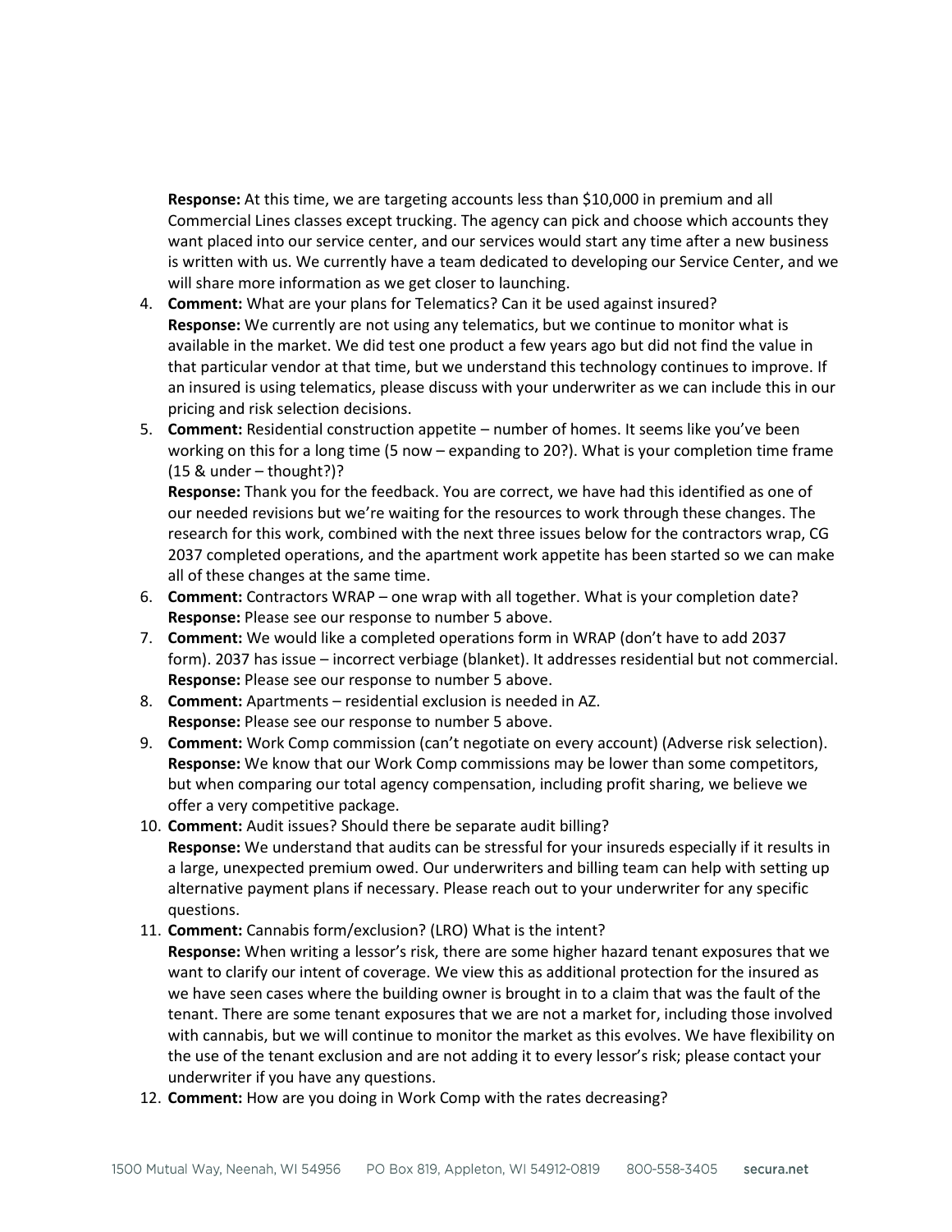**Response:** At this time, we are targeting accounts less than $10,000 in premium and all Commercial Lines classes except trucking. The agency can pick and choose which accounts they want placed into our service center, and our services would start any time after a new business is written with us. We currently have a team dedicated to developing our Service Center, and we will share more information as we get closer to launching.

4. **Comment:** What are your plans for Telematics? Can it be used against insured?
   **Response:** We currently are not using any telematics, but we continue to monitor what is available in the market. We did test one product a few years ago but did not find the value in that particular vendor at that time, but we understand this technology continues to improve. If an insured is using telematics, please discuss with your underwriter as we can include this in our pricing and risk selection decisions.
5. **Comment:** Residential construction appetite – number of homes. It seems like you've been working on this for a long time (5 now – expanding to 20?). What is your completion time frame (15 & under – thought?)?
   **Response:** Thank you for the feedback. You are correct, we have had this identified as one of our needed revisions but we're waiting for the resources to work through these changes. The research for this work, combined with the next three issues below for the contractors wrap, CG 2037 completed operations, and the apartment work appetite has been started so we can make all of these changes at the same time.
6. **Comment:** Contractors WRAP – one wrap with all together. What is your completion date?
   **Response:** Please see our response to number 5 above.
7. **Comment:** We would like a completed operations form in WRAP (don't have to add 2037 form). 2037 has issue – incorrect verbiage (blanket). It addresses residential but not commercial.
   **Response:** Please see our response to number 5 above.
8. **Comment:** Apartments – residential exclusion is needed in AZ.
   **Response:** Please see our response to number 5 above.
9. **Comment:** Work Comp commission (can't negotiate on every account) (Adverse risk selection).
   **Response:** We know that our Work Comp commissions may be lower than some competitors, but when comparing our total agency compensation, including profit sharing, we believe we offer a very competitive package.
10. **Comment:** Audit issues? Should there be separate audit billing?
    **Response:** We understand that audits can be stressful for your insureds especially if it results in a large, unexpected premium owed. Our underwriters and billing team can help with setting up alternative payment plans if necessary. Please reach out to your underwriter for any specific questions.
11. **Comment:** Cannabis form/exclusion? (LRO) What is the intent?
    **Response:** When writing a lessor's risk, there are some higher hazard tenant exposures that we want to clarify our intent of coverage. We view this as additional protection for the insured as we have seen cases where the building owner is brought in to a claim that was the fault of the tenant. There are some tenant exposures that we are not a market for, including those involved with cannabis, but we will continue to monitor the market as this evolves. We have flexibility on the use of the tenant exclusion and are not adding it to every lessor's risk; please contact your underwriter if you have any questions.
12. **Comment:** How are you doing in Work Comp with the rates decreasing?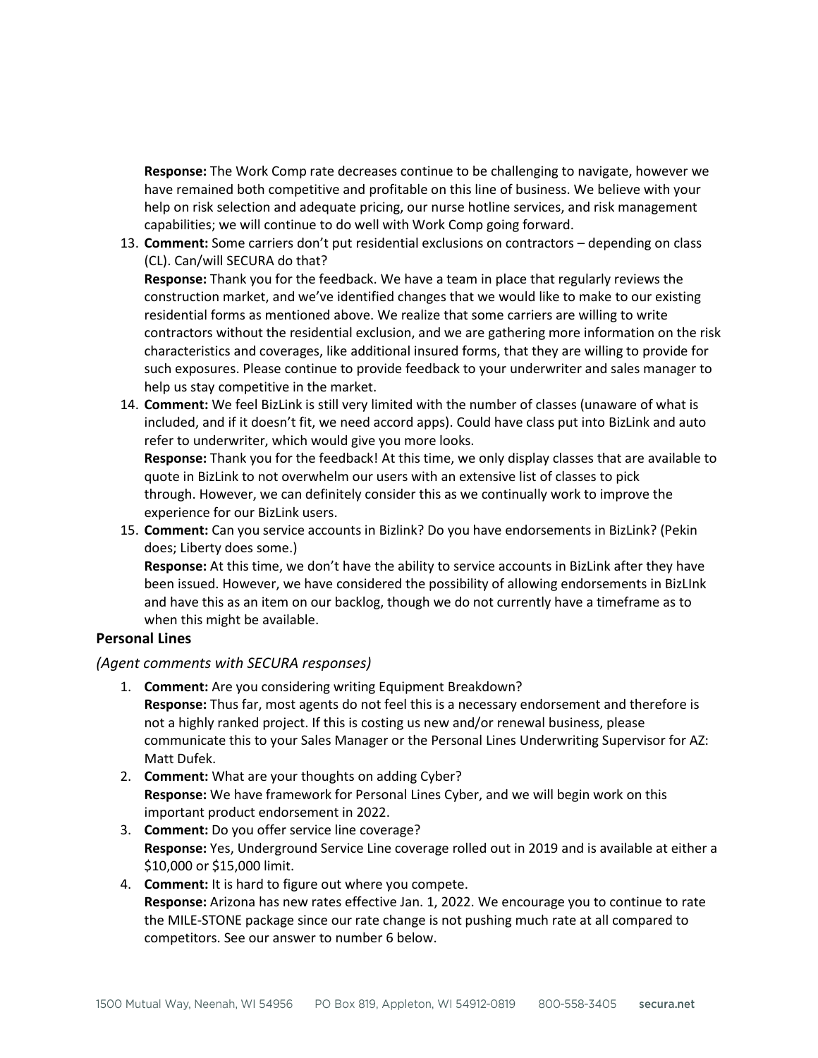**Response:** The Work Comp rate decreases continue to be challenging to navigate, however we have remained both competitive and profitable on this line of business. We believe with your help on risk selection and adequate pricing, our nurse hotline services, and risk management capabilities; we will continue to do well with Work Comp going forward.

13. **Comment:** Some carriers don't put residential exclusions on contractors – depending on class (CL). Can/will SECURA do that?
    **Response:** Thank you for the feedback. We have a team in place that regularly reviews the construction market, and we've identified changes that we would like to make to our existing residential forms as mentioned above. We realize that some carriers are willing to write contractors without the residential exclusion, and we are gathering more information on the risk characteristics and coverages, like additional insured forms, that they are willing to provide for such exposures. Please continue to provide feedback to your underwriter and sales manager to help us stay competitive in the market.
14. **Comment:** We feel BizLink is still very limited with the number of classes (unaware of what is included, and if it doesn't fit, we need accord apps). Could have class put into BizLink and auto refer to underwriter, which would give you more looks.
    **Response:** Thank you for the feedback! At this time, we only display classes that are available to quote in BizLink to not overwhelm our users with an extensive list of classes to pick through. However, we can definitely consider this as we continually work to improve the experience for our BizLink users.
15. **Comment:** Can you service accounts in Bizlink? Do you have endorsements in BizLink? (Pekin does; Liberty does some.)
    **Response:** At this time, we don't have the ability to service accounts in BizLink after they have been issued. However, we have considered the possibility of allowing endorsements in BizLInk and have this as an item on our backlog, though we do not currently have a timeframe as to when this might be available.

### Personal Lines

*(Agent comments with SECURA responses)*

1. **Comment:** Are you considering writing Equipment Breakdown?
   **Response:** Thus far, most agents do not feel this is a necessary endorsement and therefore is not a highly ranked project. If this is costing us new and/or renewal business, please communicate this to your Sales Manager or the Personal Lines Underwriting Supervisor for AZ: Matt Dufek.
2. **Comment:** What are your thoughts on adding Cyber?
   **Response:** We have framework for Personal Lines Cyber, and we will begin work on this important product endorsement in 2022.
3. **Comment:** Do you offer service line coverage?
   **Response:** Yes, Underground Service Line coverage rolled out in 2019 and is available at either a $10,000 or $15,000 limit.
4. **Comment:** It is hard to figure out where you compete.
   **Response:** Arizona has new rates effective Jan. 1, 2022. We encourage you to continue to rate the MILE-STONE package since our rate change is not pushing much rate at all compared to competitors. See our answer to number 6 below.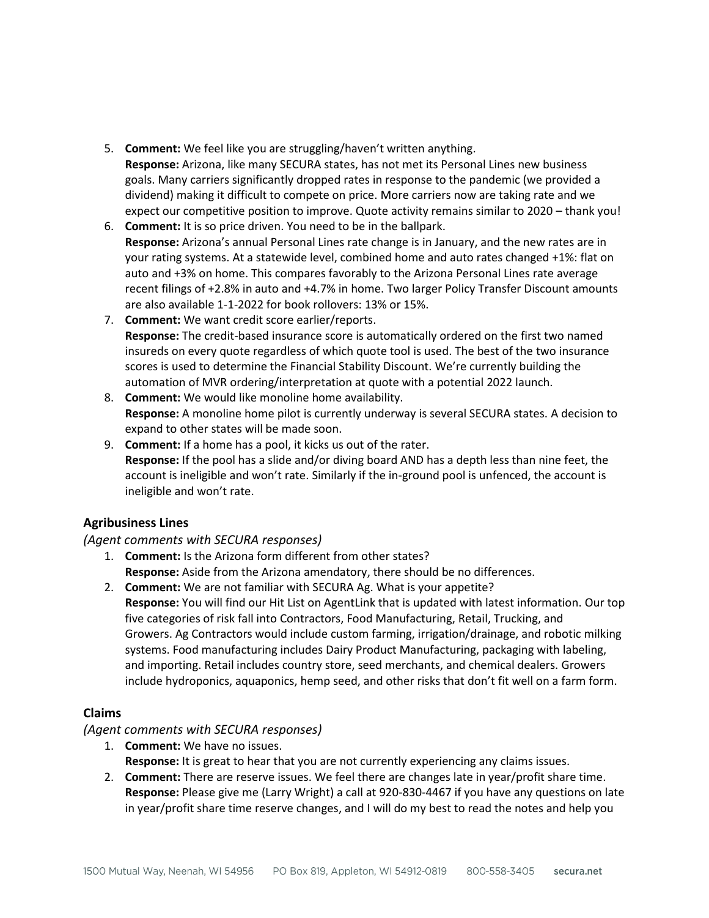5. **Comment:** We feel like you are struggling/haven't written anything.
   **Response:** Arizona, like many SECURA states, has not met its Personal Lines new business goals. Many carriers significantly dropped rates in response to the pandemic (we provided a dividend) making it difficult to compete on price. More carriers now are taking rate and we expect our competitive position to improve. Quote activity remains similar to 2020 – thank you!
6. **Comment:** It is so price driven. You need to be in the ballpark.
   **Response:** Arizona's annual Personal Lines rate change is in January, and the new rates are in your rating systems. At a statewide level, combined home and auto rates changed +1%: flat on auto and +3% on home. This compares favorably to the Arizona Personal Lines rate average recent filings of +2.8% in auto and +4.7% in home. Two larger Policy Transfer Discount amounts are also available 1-1-2022 for book rollovers: 13% or 15%.
7. **Comment:** We want credit score earlier/reports.
   **Response:** The credit-based insurance score is automatically ordered on the first two named insureds on every quote regardless of which quote tool is used. The best of the two insurance scores is used to determine the Financial Stability Discount. We're currently building the automation of MVR ordering/interpretation at quote with a potential 2022 launch.
8. **Comment:** We would like monoline home availability.
   **Response:** A monoline home pilot is currently underway is several SECURA states. A decision to expand to other states will be made soon.
9. **Comment:** If a home has a pool, it kicks us out of the rater.
   **Response:** If the pool has a slide and/or diving board AND has a depth less than nine feet, the account is ineligible and won't rate. Similarly if the in-ground pool is unfenced, the account is ineligible and won't rate.

### Agribusiness Lines

*(Agent comments with SECURA responses)*

1. **Comment:** Is the Arizona form different from other states?
   **Response:** Aside from the Arizona amendatory, there should be no differences.
2. **Comment:** We are not familiar with SECURA Ag. What is your appetite?
   **Response:** You will find our Hit List on AgentLink that is updated with latest information. Our top five categories of risk fall into Contractors, Food Manufacturing, Retail, Trucking, and Growers. Ag Contractors would include custom farming, irrigation/drainage, and robotic milking systems. Food manufacturing includes Dairy Product Manufacturing, packaging with labeling, and importing. Retail includes country store, seed merchants, and chemical dealers. Growers include hydroponics, aquaponics, hemp seed, and other risks that don't fit well on a farm form.

### Claims

*(Agent comments with SECURA responses)*

1. **Comment:** We have no issues.
   **Response:** It is great to hear that you are not currently experiencing any claims issues.
2. **Comment:** There are reserve issues. We feel there are changes late in year/profit share time.
   **Response:** Please give me (Larry Wright) a call at 920-830-4467 if you have any questions on late in year/profit share time reserve changes, and I will do my best to read the notes and help you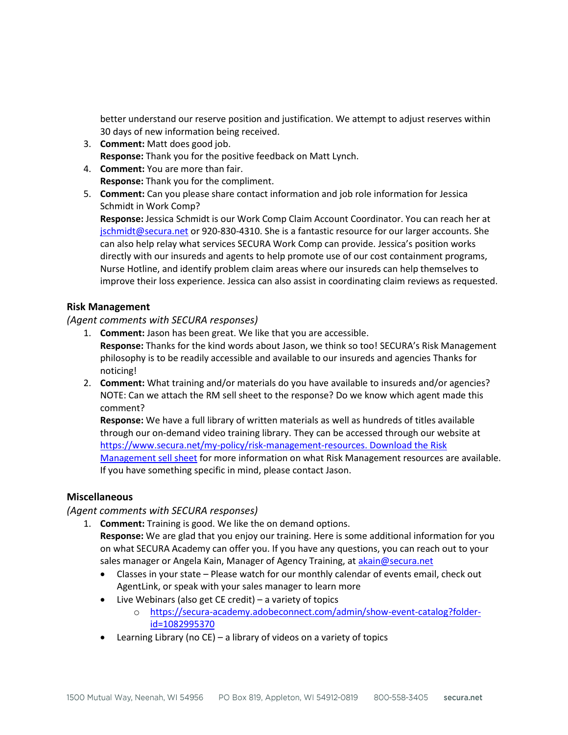better understand our reserve position and justification. We attempt to adjust reserves within 30 days of new information being received.

3. **Comment:** Matt does good job.
   **Response:** Thank you for the positive feedback on Matt Lynch.
4. **Comment:** You are more than fair.
   **Response:** Thank you for the compliment.
5. **Comment:** Can you please share contact information and job role information for Jessica Schmidt in Work Comp?
   **Response:** Jessica Schmidt is our Work Comp Claim Account Coordinator. You can reach her at jschmidt@secura.net or 920-830-4310. She is a fantastic resource for our larger accounts. She can also help relay what services SECURA Work Comp can provide. Jessica's position works directly with our insureds and agents to help promote use of our cost containment programs, Nurse Hotline, and identify problem claim areas where our insureds can help themselves to improve their loss experience. Jessica can also assist in coordinating claim reviews as requested.

### Risk Management

*(Agent comments with SECURA responses)*

1. **Comment:** Jason has been great. We like that you are accessible.
   **Response:** Thanks for the kind words about Jason, we think so too! SECURA's Risk Management philosophy is to be readily accessible and available to our insureds and agencies Thanks for noticing!
2. **Comment:** What training and/or materials do you have available to insureds and/or agencies? NOTE: Can we attach the RM sell sheet to the response? Do we know which agent made this comment?
   **Response:** We have a full library of written materials as well as hundreds of titles available through our on-demand video training library. They can be accessed through our website at https://www.secura.net/my-policy/risk-management-resources. Download the Risk Management sell sheet for more information on what Risk Management resources are available. If you have something specific in mind, please contact Jason.

### Miscellaneous

*(Agent comments with SECURA responses)*

1. **Comment:** Training is good. We like the on demand options.
   **Response:** We are glad that you enjoy our training. Here is some additional information for you on what SECURA Academy can offer you. If you have any questions, you can reach out to your sales manager or Angela Kain, Manager of Agency Training, at akain@secura.net
   - Classes in your state – Please watch for our monthly calendar of events email, check out AgentLink, or speak with your sales manager to learn more
   - Live Webinars (also get CE credit) – a variety of topics
     - https://secura-academy.adobeconnect.com/admin/show-event-catalog?folder-id=1082995370
   - Learning Library (no CE) – a library of videos on a variety of topics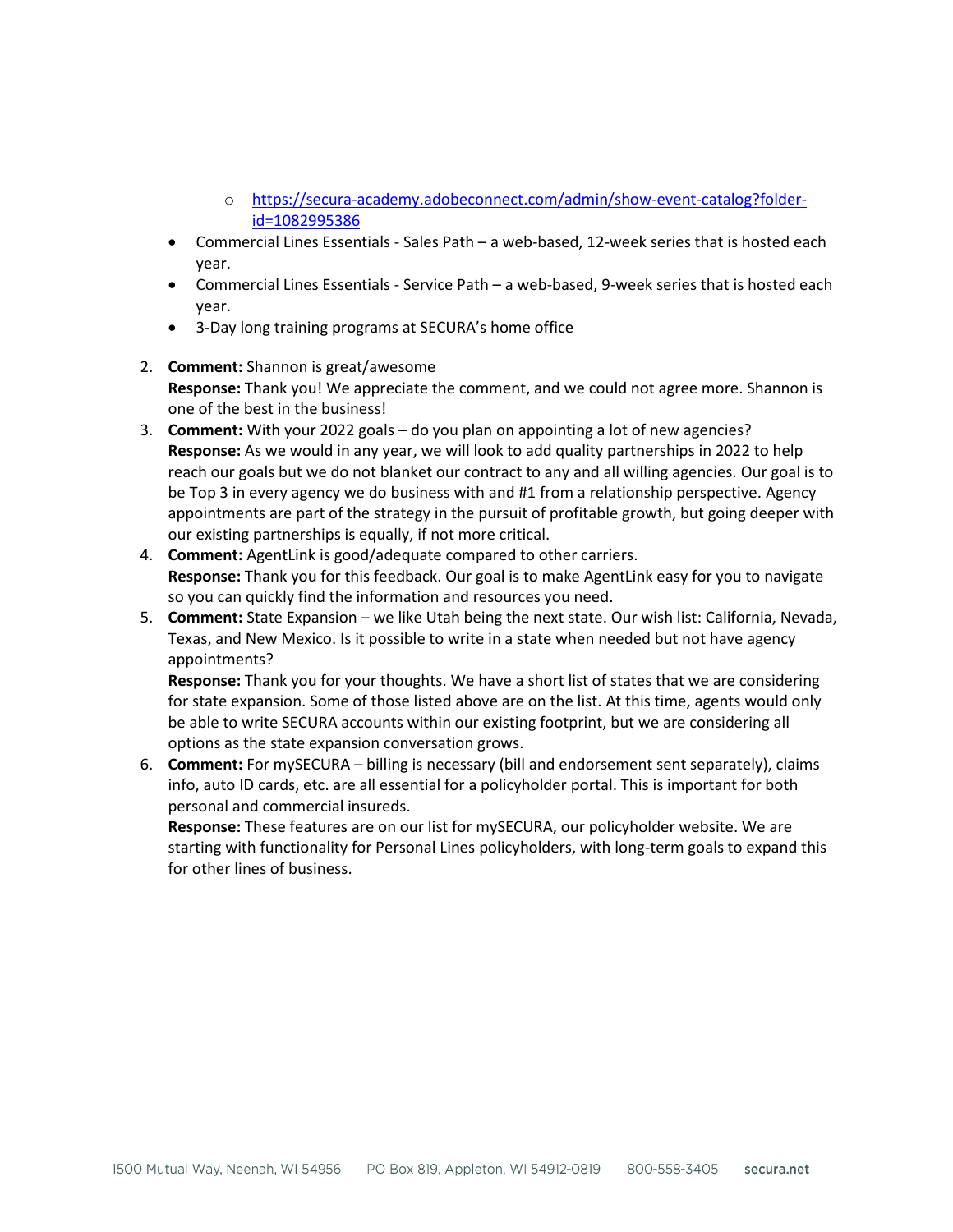- [https://secura-academy.adobeconnect.com/admin/show-event-catalog?folder-id=1082995386](https://secura-academy.adobeconnect.com/admin/show-event-catalog?folder-id=1082995386)
- Commercial Lines Essentials - Sales Path – a web-based, 12-week series that is hosted each year.
- Commercial Lines Essentials - Service Path – a web-based, 9-week series that is hosted each year.
- 3-Day long training programs at SECURA's home office

2. **Comment:** Shannon is great/awesome
   **Response:** Thank you! We appreciate the comment, and we could not agree more. Shannon is one of the best in the business!
3. **Comment:** With your 2022 goals – do you plan on appointing a lot of new agencies?
   **Response:** As we would in any year, we will look to add quality partnerships in 2022 to help reach our goals but we do not blanket our contract to any and all willing agencies. Our goal is to be Top 3 in every agency we do business with and #1 from a relationship perspective. Agency appointments are part of the strategy in the pursuit of profitable growth, but going deeper with our existing partnerships is equally, if not more critical.
4. **Comment:** AgentLink is good/adequate compared to other carriers.
   **Response:** Thank you for this feedback. Our goal is to make AgentLink easy for you to navigate so you can quickly find the information and resources you need.
5. **Comment:** State Expansion – we like Utah being the next state. Our wish list: California, Nevada, Texas, and New Mexico. Is it possible to write in a state when needed but not have agency appointments?
   **Response:** Thank you for your thoughts. We have a short list of states that we are considering for state expansion. Some of those listed above are on the list. At this time, agents would only be able to write SECURA accounts within our existing footprint, but we are considering all options as the state expansion conversation grows.
6. **Comment:** For mySECURA – billing is necessary (bill and endorsement sent separately), claims info, auto ID cards, etc. are all essential for a policyholder portal. This is important for both personal and commercial insureds.
   **Response:** These features are on our list for mySECURA, our policyholder website. We are starting with functionality for Personal Lines policyholders, with long-term goals to expand this for other lines of business.